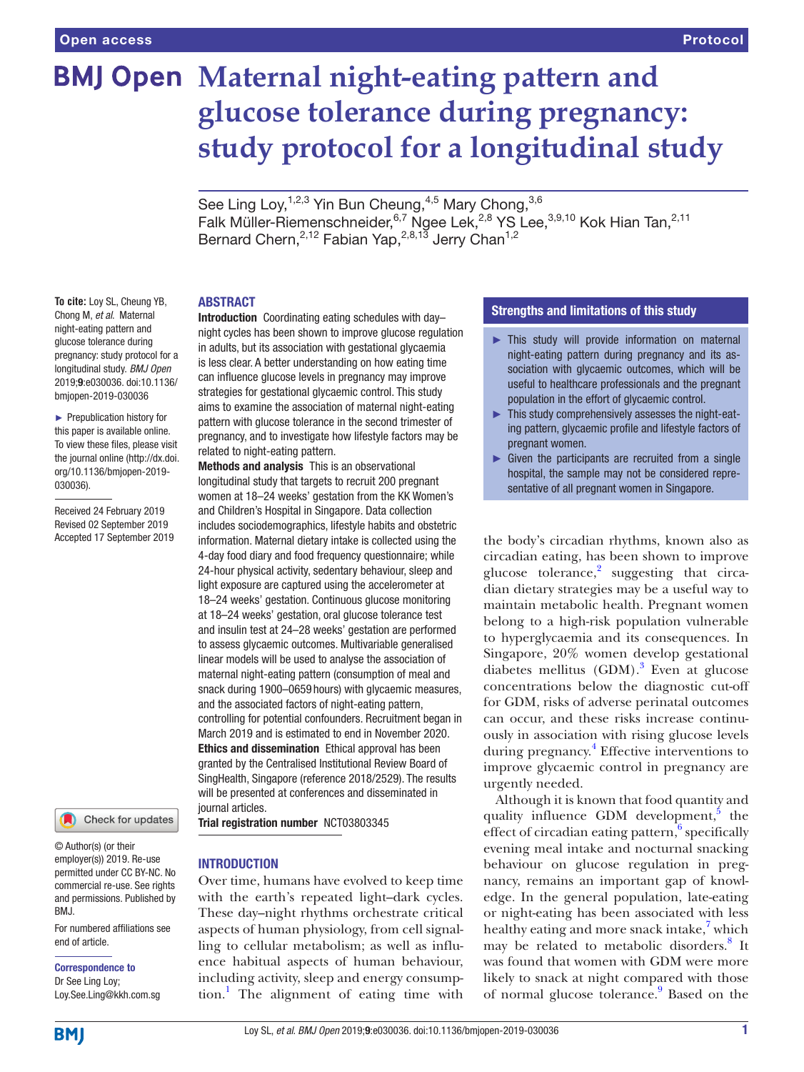# Maternal night-eating pattern and glucose tolerance during pregnancy: study protocol for a longitudinal study

See Ling Loy,[1,2,3] Yin Bun Cheung,[4,5] Mary Chong,[3,6] Falk Müller-Riemenschneider,[6,7] Ngee Lek,[2,8] YS Lee,[3,9,10] Kok Hian Tan,[2,11] Bernard Chern,[2,12] Fabian Yap,[2,8,13] Jerry Chan[1,2]

**To cite:** Loy SL, Cheung YB, Chong M, *et al*. Maternal night-eating pattern and glucose tolerance during pregnancy: study protocol for a longitudinal study. *BMJ Open* 2019;**9**:e030036. doi:10.1136/bmjopen-2019-030036

► Prepublication history for this paper is available online. To view these files, please visit the journal online (http://dx.doi.org/10.1136/bmjopen-2019-030036).

Received 24 February 2019
Revised 02 September 2019
Accepted 17 September 2019

© Author(s) (or their employer(s)) 2019. Re-use permitted under CC BY-NC. No commercial re-use. See rights and permissions. Published by BMJ.

For numbered affiliations see end of article.

**Correspondence to**
Dr See Ling Loy;
Loy.See.Ling@kkh.com.sg

## ABSTRACT

**Introduction** Coordinating eating schedules with day–night cycles has been shown to improve glucose regulation in adults, but its association with gestational glycaemia is less clear. A better understanding on how eating time can influence glucose levels in pregnancy may improve strategies for gestational glycaemic control. This study aims to examine the association of maternal night-eating pattern with glucose tolerance in the second trimester of pregnancy, and to investigate how lifestyle factors may be related to night-eating pattern.

**Methods and analysis** This is an observational longitudinal study that targets to recruit 200 pregnant women at 18–24 weeks' gestation from the KK Women's and Children's Hospital in Singapore. Data collection includes sociodemographics, lifestyle habits and obstetric information. Maternal dietary intake is collected using the 4-day food diary and food frequency questionnaire; while 24-hour physical activity, sedentary behaviour, sleep and light exposure are captured using the accelerometer at 18–24 weeks' gestation. Continuous glucose monitoring at 18–24 weeks' gestation, oral glucose tolerance test and insulin test at 24–28 weeks' gestation are performed to assess glycaemic outcomes. Multivariable generalised linear models will be used to analyse the association of maternal night-eating pattern (consumption of meal and snack during 1900–0659 hours) with glycaemic measures, and the associated factors of night-eating pattern, controlling for potential confounders. Recruitment began in March 2019 and is estimated to end in November 2020.

**Ethics and dissemination** Ethical approval has been granted by the Centralised Institutional Review Board of SingHealth, Singapore (reference 2018/2529). The results will be presented at conferences and disseminated in journal articles.

**Trial registration number** NCT03803345

### Strengths and limitations of this study

- This study will provide information on maternal night-eating pattern during pregnancy and its association with glycaemic outcomes, which will be useful to healthcare professionals and the pregnant population in the effort of glycaemic control.
- This study comprehensively assesses the night-eating pattern, glycaemic profile and lifestyle factors of pregnant women.
- Given the participants are recruited from a single hospital, the sample may not be considered representative of all pregnant women in Singapore.

## INTRODUCTION

Over time, humans have evolved to keep time with the earth's repeated light–dark cycles. These day–night rhythms orchestrate critical aspects of human physiology, from cell signalling to cellular metabolism; as well as influence habitual aspects of human behaviour, including activity, sleep and energy consumption.[1] The alignment of eating time with the body's circadian rhythms, known also as circadian eating, has been shown to improve glucose tolerance,[2] suggesting that circadian dietary strategies may be a useful way to maintain metabolic health. Pregnant women belong to a high-risk population vulnerable to hyperglycaemia and its consequences. In Singapore, 20% women develop gestational diabetes mellitus (GDM).[3] Even at glucose concentrations below the diagnostic cut-off for GDM, risks of adverse perinatal outcomes can occur, and these risks increase continuously in association with rising glucose levels during pregnancy.[4] Effective interventions to improve glycaemic control in pregnancy are urgently needed.

Although it is known that food quantity and quality influence GDM development,[5] the effect of circadian eating pattern,[6] specifically evening meal intake and nocturnal snacking behaviour on glucose regulation in pregnancy, remains an important gap of knowledge. In the general population, late-eating or night-eating has been associated with less healthy eating and more snack intake,[7] which may be related to metabolic disorders.[8] It was found that women with GDM were more likely to snack at night compared with those of normal glucose tolerance.[9] Based on the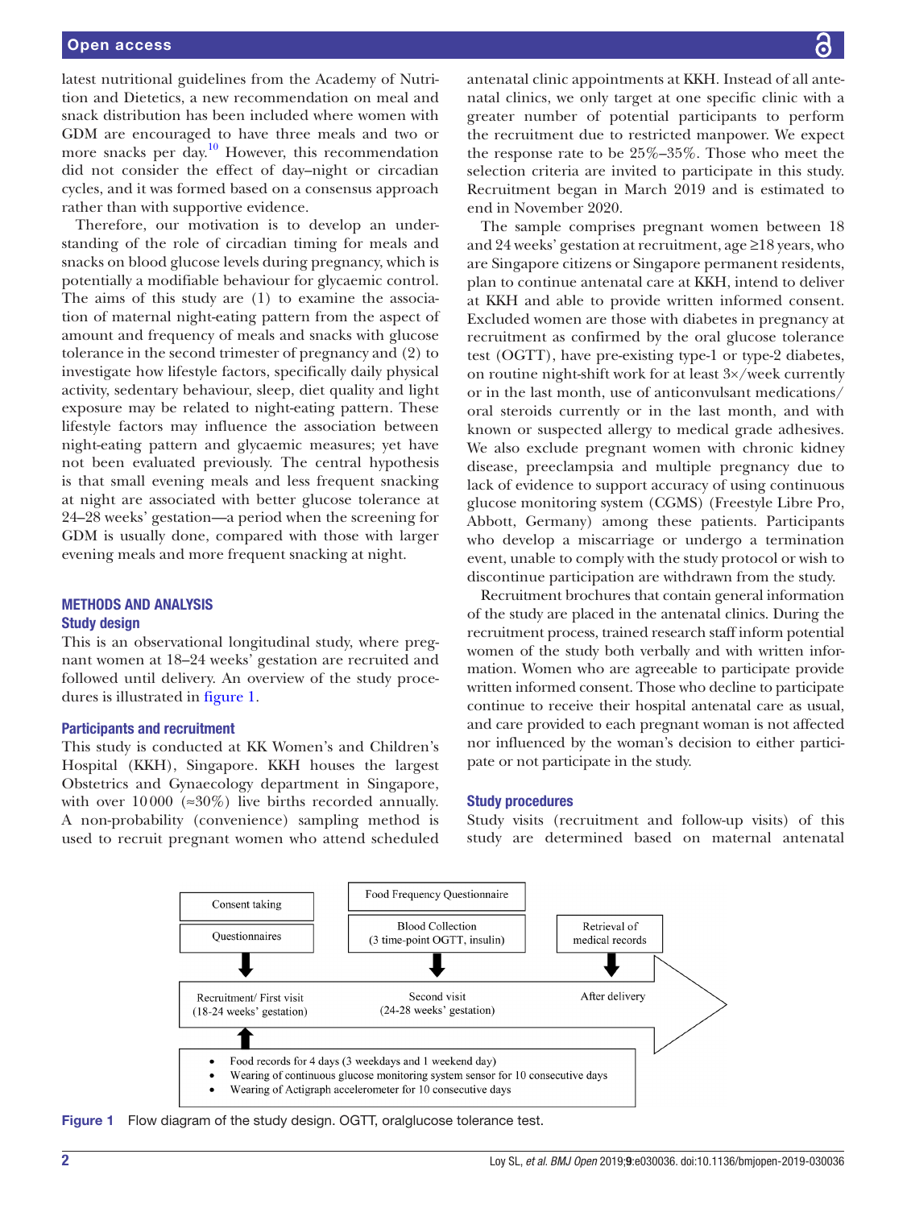latest nutritional guidelines from the Academy of Nutrition and Dietetics, a new recommendation on meal and snack distribution has been included where women with GDM are encouraged to have three meals and two or more snacks per day.[10] However, this recommendation did not consider the effect of day–night or circadian cycles, and it was formed based on a consensus approach rather than with supportive evidence.

Therefore, our motivation is to develop an understanding of the role of circadian timing for meals and snacks on blood glucose levels during pregnancy, which is potentially a modifiable behaviour for glycaemic control. The aims of this study are (1) to examine the association of maternal night-eating pattern from the aspect of amount and frequency of meals and snacks with glucose tolerance in the second trimester of pregnancy and (2) to investigate how lifestyle factors, specifically daily physical activity, sedentary behaviour, sleep, diet quality and light exposure may be related to night-eating pattern. These lifestyle factors may influence the association between night-eating pattern and glycaemic measures; yet have not been evaluated previously. The central hypothesis is that small evening meals and less frequent snacking at night are associated with better glucose tolerance at 24–28 weeks' gestation—a period when the screening for GDM is usually done, compared with those with larger evening meals and more frequent snacking at night.

## METHODS AND ANALYSIS

### Study design

This is an observational longitudinal study, where pregnant women at 18–24 weeks' gestation are recruited and followed until delivery. An overview of the study procedures is illustrated in figure 1.

### Participants and recruitment

This study is conducted at KK Women's and Children's Hospital (KKH), Singapore. KKH houses the largest Obstetrics and Gynaecology department in Singapore, with over 10 000 (≈30%) live births recorded annually. A non-probability (convenience) sampling method is used to recruit pregnant women who attend scheduled antenatal clinic appointments at KKH. Instead of all antenatal clinics, we only target at one specific clinic with a greater number of potential participants to perform the recruitment due to restricted manpower. We expect the response rate to be 25%–35%. Those who meet the selection criteria are invited to participate in this study. Recruitment began in March 2019 and is estimated to end in November 2020.

The sample comprises pregnant women between 18 and 24 weeks' gestation at recruitment, age ≥18 years, who are Singapore citizens or Singapore permanent residents, plan to continue antenatal care at KKH, intend to deliver at KKH and able to provide written informed consent. Excluded women are those with diabetes in pregnancy at recruitment as confirmed by the oral glucose tolerance test (OGTT), have pre-existing type-1 or type-2 diabetes, on routine night-shift work for at least 3×/week currently or in the last month, use of anticonvulsant medications/oral steroids currently or in the last month, and with known or suspected allergy to medical grade adhesives. We also exclude pregnant women with chronic kidney disease, preeclampsia and multiple pregnancy due to lack of evidence to support accuracy of using continuous glucose monitoring system (CGMS) (Freestyle Libre Pro, Abbott, Germany) among these patients. Participants who develop a miscarriage or undergo a termination event, unable to comply with the study protocol or wish to discontinue participation are withdrawn from the study.

Recruitment brochures that contain general information of the study are placed in the antenatal clinics. During the recruitment process, trained research staff inform potential women of the study both verbally and with written information. Women who are agreeable to participate provide written informed consent. Those who decline to participate continue to receive their hospital antenatal care as usual, and care provided to each pregnant woman is not affected nor influenced by the woman's decision to either participate or not participate in the study.

### Study procedures

Study visits (recruitment and follow-up visits) of this study are determined based on maternal antenatal

Consent taking

Questionnaires

Food Frequency Questionnaire

Blood Collection (3 time-point OGTT, insulin)

Retrieval of medical records

Recruitment/ First visit (18-24 weeks' gestation)

Second visit (24-28 weeks' gestation)

After delivery

- Food records for 4 days (3 weekdays and 1 weekend day)
- Wearing of continuous glucose monitoring system sensor for 10 consecutive days
- Wearing of Actigraph accelerometer for 10 consecutive days

**Figure 1** Flow diagram of the study design. OGTT, oralglucose tolerance test.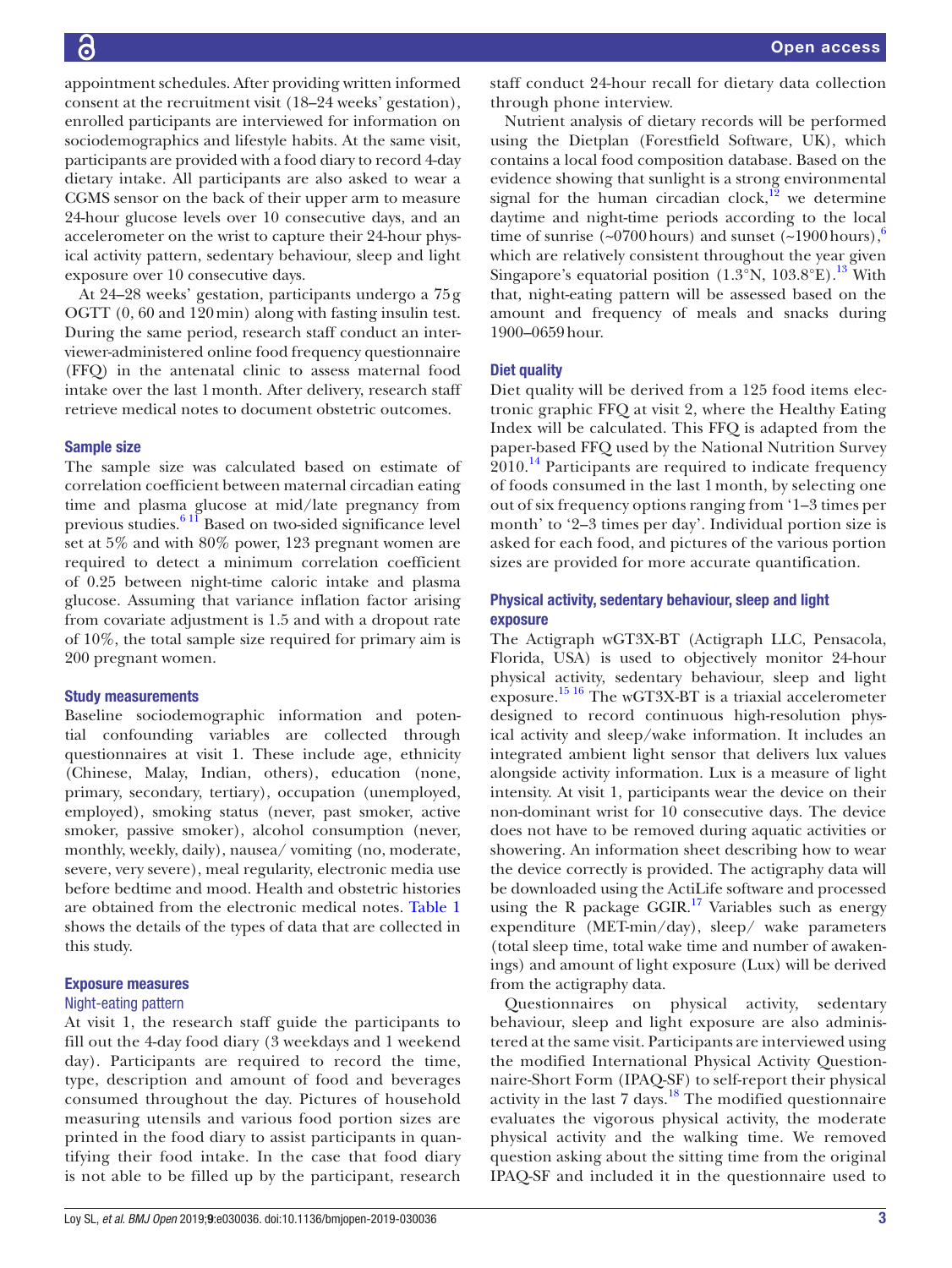appointment schedules. After providing written informed consent at the recruitment visit (18–24 weeks' gestation), enrolled participants are interviewed for information on sociodemographics and lifestyle habits. At the same visit, participants are provided with a food diary to record 4-day dietary intake. All participants are also asked to wear a CGMS sensor on the back of their upper arm to measure 24-hour glucose levels over 10 consecutive days, and an accelerometer on the wrist to capture their 24-hour physical activity pattern, sedentary behaviour, sleep and light exposure over 10 consecutive days.

At 24–28 weeks' gestation, participants undergo a 75 g OGTT (0, 60 and 120 min) along with fasting insulin test. During the same period, research staff conduct an interviewer-administered online food frequency questionnaire (FFQ) in the antenatal clinic to assess maternal food intake over the last 1 month. After delivery, research staff retrieve medical notes to document obstetric outcomes.

### Sample size

The sample size was calculated based on estimate of correlation coefficient between maternal circadian eating time and plasma glucose at mid/late pregnancy from previous studies.[6 11] Based on two-sided significance level set at 5% and with 80% power, 123 pregnant women are required to detect a minimum correlation coefficient of 0.25 between night-time caloric intake and plasma glucose. Assuming that variance inflation factor arising from covariate adjustment is 1.5 and with a dropout rate of 10%, the total sample size required for primary aim is 200 pregnant women.

### Study measurements

Baseline sociodemographic information and potential confounding variables are collected through questionnaires at visit 1. These include age, ethnicity (Chinese, Malay, Indian, others), education (none, primary, secondary, tertiary), occupation (unemployed, employed), smoking status (never, past smoker, active smoker, passive smoker), alcohol consumption (never, monthly, weekly, daily), nausea/ vomiting (no, moderate, severe, very severe), meal regularity, electronic media use before bedtime and mood. Health and obstetric histories are obtained from the electronic medical notes. Table 1 shows the details of the types of data that are collected in this study.

### Exposure measures

#### Night-eating pattern

At visit 1, the research staff guide the participants to fill out the 4-day food diary (3 weekdays and 1 weekend day). Participants are required to record the time, type, description and amount of food and beverages consumed throughout the day. Pictures of household measuring utensils and various food portion sizes are printed in the food diary to assist participants in quantifying their food intake. In the case that food diary is not able to be filled up by the participant, research staff conduct 24-hour recall for dietary data collection through phone interview.

Nutrient analysis of dietary records will be performed using the Dietplan (Forestfield Software, UK), which contains a local food composition database. Based on the evidence showing that sunlight is a strong environmental signal for the human circadian clock,[12] we determine daytime and night-time periods according to the local time of sunrise (~0700 hours) and sunset (~1900 hours),[6] which are relatively consistent throughout the year given Singapore's equatorial position (1.3°N, 103.8°E).[13] With that, night-eating pattern will be assessed based on the amount and frequency of meals and snacks during 1900–0659 hour.

### Diet quality

Diet quality will be derived from a 125 food items electronic graphic FFQ at visit 2, where the Healthy Eating Index will be calculated. This FFQ is adapted from the paper-based FFQ used by the National Nutrition Survey 2010.[14] Participants are required to indicate frequency of foods consumed in the last 1 month, by selecting one out of six frequency options ranging from '1–3 times per month' to '2–3 times per day'. Individual portion size is asked for each food, and pictures of the various portion sizes are provided for more accurate quantification.

### Physical activity, sedentary behaviour, sleep and light exposure

The Actigraph wGT3X-BT (Actigraph LLC, Pensacola, Florida, USA) is used to objectively monitor 24-hour physical activity, sedentary behaviour, sleep and light exposure.[15 16] The wGT3X-BT is a triaxial accelerometer designed to record continuous high-resolution physical activity and sleep/wake information. It includes an integrated ambient light sensor that delivers lux values alongside activity information. Lux is a measure of light intensity. At visit 1, participants wear the device on their non-dominant wrist for 10 consecutive days. The device does not have to be removed during aquatic activities or showering. An information sheet describing how to wear the device correctly is provided. The actigraphy data will be downloaded using the ActiLife software and processed using the R package GGIR.[17] Variables such as energy expenditure (MET-min/day), sleep/ wake parameters (total sleep time, total wake time and number of awakenings) and amount of light exposure (Lux) will be derived from the actigraphy data.

Questionnaires on physical activity, sedentary behaviour, sleep and light exposure are also administered at the same visit. Participants are interviewed using the modified International Physical Activity Questionnaire-Short Form (IPAQ-SF) to self-report their physical activity in the last 7 days.[18] The modified questionnaire evaluates the vigorous physical activity, the moderate physical activity and the walking time. We removed question asking about the sitting time from the original IPAQ-SF and included it in the questionnaire used to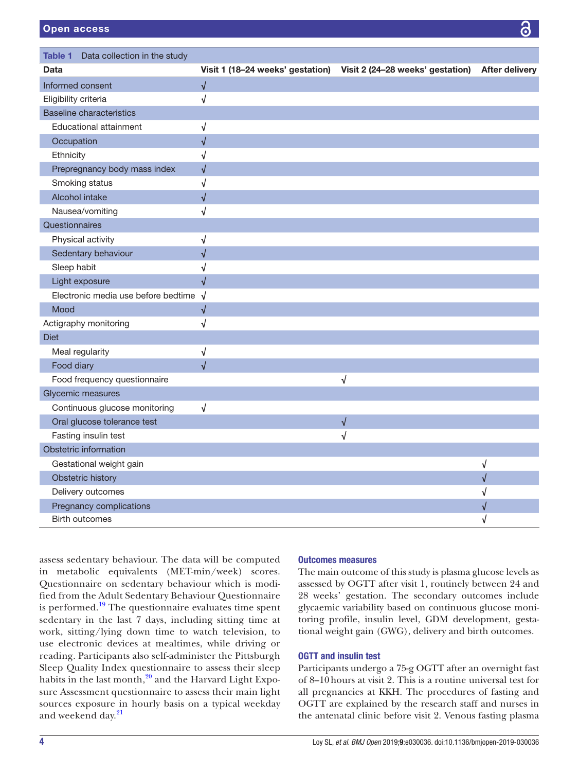**Table 1** Data collection in the study

| Data | Visit 1 (18–24 weeks' gestation) | Visit 2 (24–28 weeks' gestation) | After delivery |
|---|---|---|---|
| Informed consent | √ | | |
| Eligibility criteria | √ | | |
| Baseline characteristics | | | |
| Educational attainment | √ | | |
| Occupation | √ | | |
| Ethnicity | √ | | |
| Prepregnancy body mass index | √ | | |
| Smoking status | √ | | |
| Alcohol intake | √ | | |
| Nausea/vomiting | √ | | |
| Questionnaires | | | |
| Physical activity | √ | | |
| Sedentary behaviour | √ | | |
| Sleep habit | √ | | |
| Light exposure | √ | | |
| Electronic media use before bedtime | √ | | |
| Mood | √ | | |
| Actigraphy monitoring | √ | | |
| Diet | | | |
| Meal regularity | √ | | |
| Food diary | √ | | |
| Food frequency questionnaire | | √ | |
| Glycemic measures | | | |
| Continuous glucose monitoring | √ | | |
| Oral glucose tolerance test | | √ | |
| Fasting insulin test | | √ | |
| Obstetric information | | | |
| Gestational weight gain | | | √ |
| Obstetric history | | | √ |
| Delivery outcomes | | | √ |
| Pregnancy complications | | | √ |
| Birth outcomes | | | √ |

assess sedentary behaviour. The data will be computed in metabolic equivalents (MET-min/week) scores. Questionnaire on sedentary behaviour which is modified from the Adult Sedentary Behaviour Questionnaire is performed.[19] The questionnaire evaluates time spent sedentary in the last 7 days, including sitting time at work, sitting/lying down time to watch television, to use electronic devices at mealtimes, while driving or reading. Participants also self-administer the Pittsburgh Sleep Quality Index questionnaire to assess their sleep habits in the last month,[20] and the Harvard Light Exposure Assessment questionnaire to assess their main light sources exposure in hourly basis on a typical weekday and weekend day.[21]

### Outcomes measures

The main outcome of this study is plasma glucose levels as assessed by OGTT after visit 1, routinely between 24 and 28 weeks' gestation. The secondary outcomes include glycaemic variability based on continuous glucose monitoring profile, insulin level, GDM development, gestational weight gain (GWG), delivery and birth outcomes.

### OGTT and insulin test

Participants undergo a 75-g OGTT after an overnight fast of 8–10 hours at visit 2. This is a routine universal test for all pregnancies at KKH. The procedures of fasting and OGTT are explained by the research staff and nurses in the antenatal clinic before visit 2. Venous fasting plasma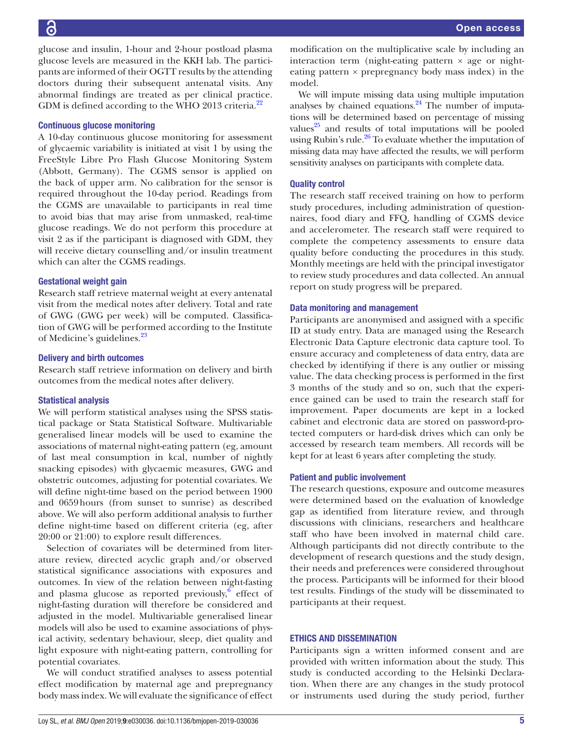glucose and insulin, 1-hour and 2-hour postload plasma glucose levels are measured in the KKH lab. The participants are informed of their OGTT results by the attending doctors during their subsequent antenatal visits. Any abnormal findings are treated as per clinical practice. GDM is defined according to the WHO 2013 criteria.[22]

### Continuous glucose monitoring

A 10-day continuous glucose monitoring for assessment of glycaemic variability is initiated at visit 1 by using the FreeStyle Libre Pro Flash Glucose Monitoring System (Abbott, Germany). The CGMS sensor is applied on the back of upper arm. No calibration for the sensor is required throughout the 10-day period. Readings from the CGMS are unavailable to participants in real time to avoid bias that may arise from unmasked, real-time glucose readings. We do not perform this procedure at visit 2 as if the participant is diagnosed with GDM, they will receive dietary counselling and/or insulin treatment which can alter the CGMS readings.

### Gestational weight gain

Research staff retrieve maternal weight at every antenatal visit from the medical notes after delivery. Total and rate of GWG (GWG per week) will be computed. Classification of GWG will be performed according to the Institute of Medicine's guidelines.[23]

### Delivery and birth outcomes

Research staff retrieve information on delivery and birth outcomes from the medical notes after delivery.

### Statistical analysis

We will perform statistical analyses using the SPSS statistical package or Stata Statistical Software. Multivariable generalised linear models will be used to examine the associations of maternal night-eating pattern (eg, amount of last meal consumption in kcal, number of nightly snacking episodes) with glycaemic measures, GWG and obstetric outcomes, adjusting for potential covariates. We will define night-time based on the period between 1900 and 0659 hours (from sunset to sunrise) as described above. We will also perform additional analysis to further define night-time based on different criteria (eg, after 20:00 or 21:00) to explore result differences.

Selection of covariates will be determined from literature review, directed acyclic graph and/or observed statistical significance associations with exposures and outcomes. In view of the relation between night-fasting and plasma glucose as reported previously,[6] effect of night-fasting duration will therefore be considered and adjusted in the model. Multivariable generalised linear models will also be used to examine associations of physical activity, sedentary behaviour, sleep, diet quality and light exposure with night-eating pattern, controlling for potential covariates.

We will conduct stratified analyses to assess potential effect modification by maternal age and prepregnancy body mass index. We will evaluate the significance of effect modification on the multiplicative scale by including an interaction term (night-eating pattern × age or night-eating pattern × prepregnancy body mass index) in the model.

We will impute missing data using multiple imputation analyses by chained equations.[24] The number of imputations will be determined based on percentage of missing values[25] and results of total imputations will be pooled using Rubin's rule.[26] To evaluate whether the imputation of missing data may have affected the results, we will perform sensitivity analyses on participants with complete data.

### Quality control

The research staff received training on how to perform study procedures, including administration of questionnaires, food diary and FFQ, handling of CGMS device and accelerometer. The research staff were required to complete the competency assessments to ensure data quality before conducting the procedures in this study. Monthly meetings are held with the principal investigator to review study procedures and data collected. An annual report on study progress will be prepared.

### Data monitoring and management

Participants are anonymised and assigned with a specific ID at study entry. Data are managed using the Research Electronic Data Capture electronic data capture tool. To ensure accuracy and completeness of data entry, data are checked by identifying if there is any outlier or missing value. The data checking process is performed in the first 3 months of the study and so on, such that the experience gained can be used to train the research staff for improvement. Paper documents are kept in a locked cabinet and electronic data are stored on password-protected computers or hard-disk drives which can only be accessed by research team members. All records will be kept for at least 6 years after completing the study.

### Patient and public involvement

The research questions, exposure and outcome measures were determined based on the evaluation of knowledge gap as identified from literature review, and through discussions with clinicians, researchers and healthcare staff who have been involved in maternal child care. Although participants did not directly contribute to the development of research questions and the study design, their needs and preferences were considered throughout the process. Participants will be informed for their blood test results. Findings of the study will be disseminated to participants at their request.

## ETHICS AND DISSEMINATION

Participants sign a written informed consent and are provided with written information about the study. This study is conducted according to the Helsinki Declaration. When there are any changes in the study protocol or instruments used during the study period, further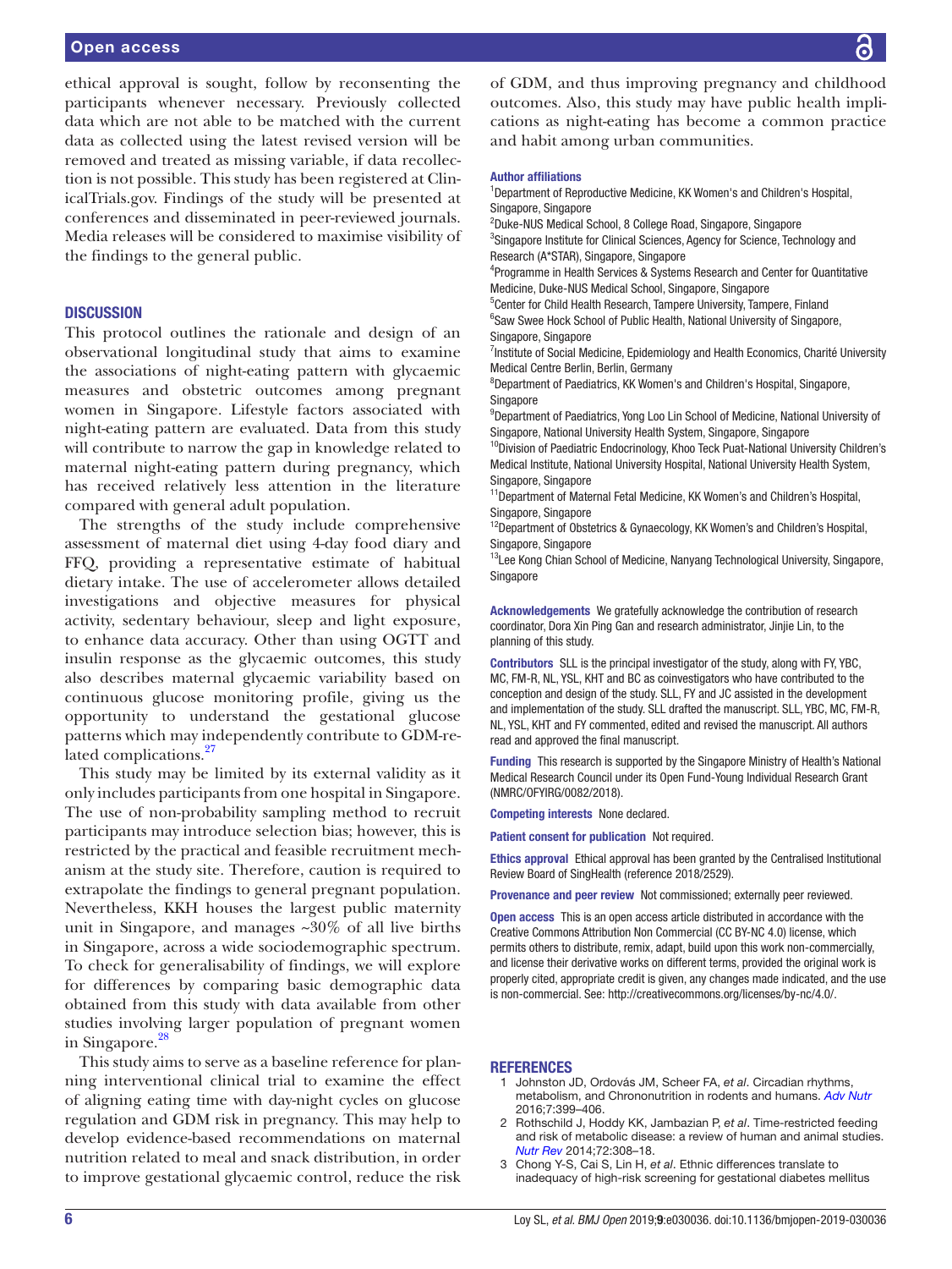ethical approval is sought, follow by reconsenting the participants whenever necessary. Previously collected data which are not able to be matched with the current data as collected using the latest revised version will be removed and treated as missing variable, if data recollection is not possible. This study has been registered at ClinicalTrials.gov. Findings of the study will be presented at conferences and disseminated in peer-reviewed journals. Media releases will be considered to maximise visibility of the findings to the general public.

## DISCUSSION

This protocol outlines the rationale and design of an observational longitudinal study that aims to examine the associations of night-eating pattern with glycaemic measures and obstetric outcomes among pregnant women in Singapore. Lifestyle factors associated with night-eating pattern are evaluated. Data from this study will contribute to narrow the gap in knowledge related to maternal night-eating pattern during pregnancy, which has received relatively less attention in the literature compared with general adult population.

The strengths of the study include comprehensive assessment of maternal diet using 4-day food diary and FFQ, providing a representative estimate of habitual dietary intake. The use of accelerometer allows detailed investigations and objective measures for physical activity, sedentary behaviour, sleep and light exposure, to enhance data accuracy. Other than using OGTT and insulin response as the glycaemic outcomes, this study also describes maternal glycaemic variability based on continuous glucose monitoring profile, giving us the opportunity to understand the gestational glucose patterns which may independently contribute to GDM-related complications.[27]

This study may be limited by its external validity as it only includes participants from one hospital in Singapore. The use of non-probability sampling method to recruit participants may introduce selection bias; however, this is restricted by the practical and feasible recruitment mechanism at the study site. Therefore, caution is required to extrapolate the findings to general pregnant population. Nevertheless, KKH houses the largest public maternity unit in Singapore, and manages ~30% of all live births in Singapore, across a wide sociodemographic spectrum. To check for generalisability of findings, we will explore for differences by comparing basic demographic data obtained from this study with data available from other studies involving larger population of pregnant women in Singapore.[28]

This study aims to serve as a baseline reference for planning interventional clinical trial to examine the effect of aligning eating time with day-night cycles on glucose regulation and GDM risk in pregnancy. This may help to develop evidence-based recommendations on maternal nutrition related to meal and snack distribution, in order to improve gestational glycaemic control, reduce the risk of GDM, and thus improving pregnancy and childhood outcomes. Also, this study may have public health implications as night-eating has become a common practice and habit among urban communities.

**Author affiliations**

[1]Department of Reproductive Medicine, KK Women's and Children's Hospital, Singapore, Singapore
[2]Duke-NUS Medical School, 8 College Road, Singapore, Singapore
[3]Singapore Institute for Clinical Sciences, Agency for Science, Technology and Research (A*STAR), Singapore, Singapore
[4]Programme in Health Services & Systems Research and Center for Quantitative Medicine, Duke-NUS Medical School, Singapore, Singapore
[5]Center for Child Health Research, Tampere University, Tampere, Finland
[6]Saw Swee Hock School of Public Health, National University of Singapore, Singapore, Singapore
[7]Institute of Social Medicine, Epidemiology and Health Economics, Charité University Medical Centre Berlin, Berlin, Germany
[8]Department of Paediatrics, KK Women's and Children's Hospital, Singapore, Singapore
[9]Department of Paediatrics, Yong Loo Lin School of Medicine, National University of Singapore, National University Health System, Singapore, Singapore
[10]Division of Paediatric Endocrinology, Khoo Teck Puat-National University Children's Medical Institute, National University Hospital, National University Health System, Singapore, Singapore
[11]Department of Maternal Fetal Medicine, KK Women's and Children's Hospital, Singapore, Singapore
[12]Department of Obstetrics & Gynaecology, KK Women's and Children's Hospital, Singapore, Singapore
[13]Lee Kong Chian School of Medicine, Nanyang Technological University, Singapore, Singapore

**Acknowledgements** We gratefully acknowledge the contribution of research coordinator, Dora Xin Ping Gan and research administrator, Jinjie Lin, to the planning of this study.

**Contributors** SLL is the principal investigator of the study, along with FY, YBC, MC, FM-R, NL, YSL, KHT and BC as coinvestigators who have contributed to the conception and design of the study. SLL, FY and JC assisted in the development and implementation of the study. SLL drafted the manuscript. SLL, YBC, MC, FM-R, NL, YSL, KHT and FY commented, edited and revised the manuscript. All authors read and approved the final manuscript.

**Funding** This research is supported by the Singapore Ministry of Health's National Medical Research Council under its Open Fund-Young Individual Research Grant (NMRC/OFYIRG/0082/2018).

**Competing interests** None declared.

**Patient consent for publication** Not required.

**Ethics approval** Ethical approval has been granted by the Centralised Institutional Review Board of SingHealth (reference 2018/2529).

**Provenance and peer review** Not commissioned; externally peer reviewed.

**Open access** This is an open access article distributed in accordance with the Creative Commons Attribution Non Commercial (CC BY-NC 4.0) license, which permits others to distribute, remix, adapt, build upon this work non-commercially, and license their derivative works on different terms, provided the original work is properly cited, appropriate credit is given, any changes made indicated, and the use is non-commercial. See: http://creativecommons.org/licenses/by-nc/4.0/.

## REFERENCES

1. Johnston JD, Ordovás JM, Scheer FA, *et al*. Circadian rhythms, metabolism, and Chrononutrition in rodents and humans. *Adv Nutr* 2016;7:399–406.
2. Rothschild J, Hoddy KK, Jambazian P, *et al*. Time-restricted feeding and risk of metabolic disease: a review of human and animal studies. *Nutr Rev* 2014;72:308–18.
3. Chong Y-S, Cai S, Lin H, *et al*. Ethnic differences translate to inadequacy of high-risk screening for gestational diabetes mellitus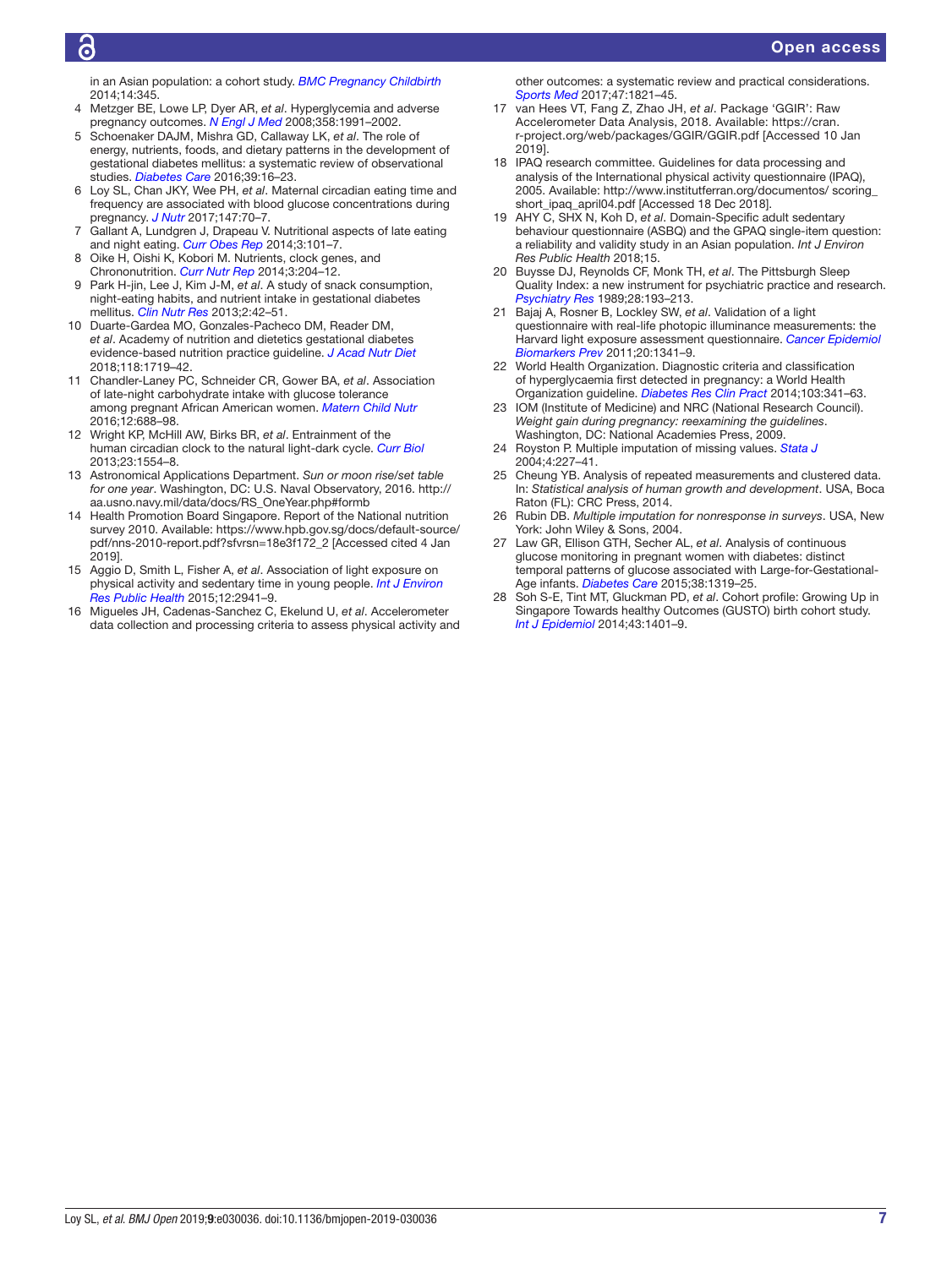in an Asian population: a cohort study. *BMC Pregnancy Childbirth* 2014;14:345.

4 Metzger BE, Lowe LP, Dyer AR, *et al*. Hyperglycemia and adverse pregnancy outcomes. *N Engl J Med* 2008;358:1991–2002.
5 Schoenaker DAJM, Mishra GD, Callaway LK, *et al*. The role of energy, nutrients, foods, and dietary patterns in the development of gestational diabetes mellitus: a systematic review of observational studies. *Diabetes Care* 2016;39:16–23.
6 Loy SL, Chan JKY, Wee PH, *et al*. Maternal circadian eating time and frequency are associated with blood glucose concentrations during pregnancy. *J Nutr* 2017;147:70–7.
7 Gallant A, Lundgren J, Drapeau V. Nutritional aspects of late eating and night eating. *Curr Obes Rep* 2014;3:101–7.
8 Oike H, Oishi K, Kobori M. Nutrients, clock genes, and Chrononutrition. *Curr Nutr Rep* 2014;3:204–12.
9 Park H-jin, Lee J, Kim J-M, *et al*. A study of snack consumption, night-eating habits, and nutrient intake in gestational diabetes mellitus. *Clin Nutr Res* 2013;2:42–51.
10 Duarte-Gardea MO, Gonzales-Pacheco DM, Reader DM, *et al*. Academy of nutrition and dietetics gestational diabetes evidence-based nutrition practice guideline. *J Acad Nutr Diet* 2018;118:1719–42.
11 Chandler-Laney PC, Schneider CR, Gower BA, *et al*. Association of late-night carbohydrate intake with glucose tolerance among pregnant African American women. *Matern Child Nutr* 2016;12:688–98.
12 Wright KP, McHill AW, Birks BR, *et al*. Entrainment of the human circadian clock to the natural light-dark cycle. *Curr Biol* 2013;23:1554–8.
13 Astronomical Applications Department. *Sun or moon rise/set table for one year*. Washington, DC: U.S. Naval Observatory, 2016. http://aa.usno.navy.mil/data/docs/RS_OneYear.php#formb
14 Health Promotion Board Singapore. Report of the National nutrition survey 2010. Available: https://www.hpb.gov.sg/docs/default-source/pdf/nns-2010-report.pdf?sfvrsn=18e3f172_2 [Accessed cited 4 Jan 2019].
15 Aggio D, Smith L, Fisher A, *et al*. Association of light exposure on physical activity and sedentary time in young people. *Int J Environ Res Public Health* 2015;12:2941–9.
16 Migueles JH, Cadenas-Sanchez C, Ekelund U, *et al*. Accelerometer data collection and processing criteria to assess physical activity and other outcomes: a systematic review and practical considerations. *Sports Med* 2017;47:1821–45.
17 van Hees VT, Fang Z, Zhao JH, *et al*. Package 'GGIR': Raw Accelerometer Data Analysis, 2018. Available: https://cran.r-project.org/web/packages/GGIR/GGIR.pdf [Accessed 10 Jan 2019].
18 IPAQ research committee. Guidelines for data processing and analysis of the International physical activity questionnaire (IPAQ), 2005. Available: http://www.institutferran.org/documentos/ scoring_short_ipaq_april04.pdf [Accessed 18 Dec 2018].
19 AHY C, SHX N, Koh D, *et al*. Domain-Specific adult sedentary behaviour questionnaire (ASBQ) and the GPAQ single-item question: a reliability and validity study in an Asian population. *Int J Environ Res Public Health* 2018;15.
20 Buysse DJ, Reynolds CF, Monk TH, *et al*. The Pittsburgh Sleep Quality Index: a new instrument for psychiatric practice and research. *Psychiatry Res* 1989;28:193–213.
21 Bajaj A, Rosner B, Lockley SW, *et al*. Validation of a light questionnaire with real-life photopic illuminance measurements: the Harvard light exposure assessment questionnaire. *Cancer Epidemiol Biomarkers Prev* 2011;20:1341–9.
22 World Health Organization. Diagnostic criteria and classification of hyperglycaemia first detected in pregnancy: a World Health Organization guideline. *Diabetes Res Clin Pract* 2014;103:341–63.
23 IOM (Institute of Medicine) and NRC (National Research Council). *Weight gain during pregnancy: reexamining the guidelines*. Washington, DC: National Academies Press, 2009.
24 Royston P. Multiple imputation of missing values. *Stata J* 2004;4:227–41.
25 Cheung YB. Analysis of repeated measurements and clustered data. In: *Statistical analysis of human growth and development*. USA, Boca Raton (FL): CRC Press, 2014.
26 Rubin DB. *Multiple imputation for nonresponse in surveys*. USA, New York: John Wiley & Sons, 2004.
27 Law GR, Ellison GTH, Secher AL, *et al*. Analysis of continuous glucose monitoring in pregnant women with diabetes: distinct temporal patterns of glucose associated with Large-for-Gestational-Age infants. *Diabetes Care* 2015;38:1319–25.
28 Soh S-E, Tint MT, Gluckman PD, *et al*. Cohort profile: Growing Up in Singapore Towards healthy Outcomes (GUSTO) birth cohort study. *Int J Epidemiol* 2014;43:1401–9.